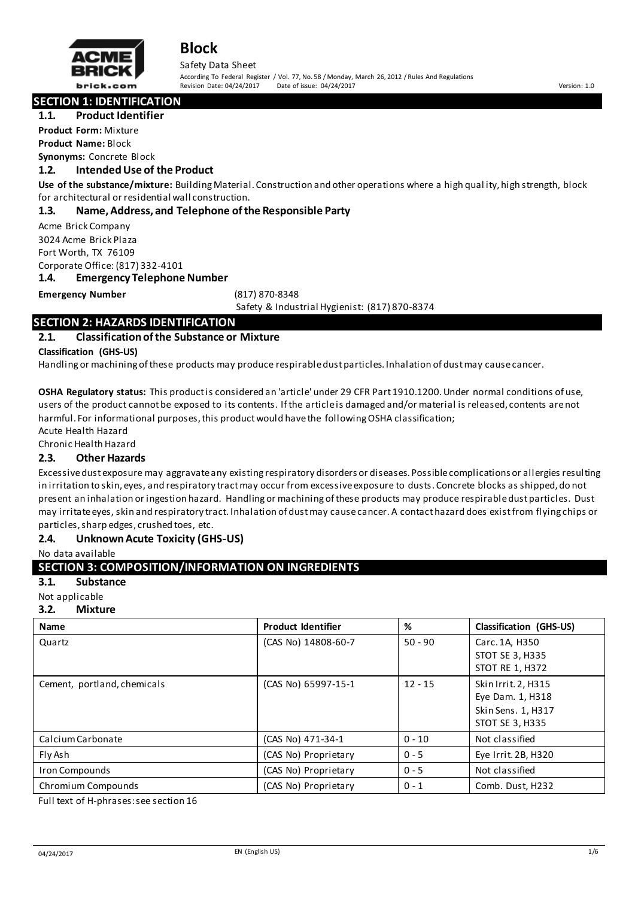# Block

Safety Data Sheet

According To Federal Register / Vol. 77, No. 58 / Monday, March 26, 2012 / Rules And Regulations

Revision Date: 04/24/2017 Date of issue: 04/24/2017 Version: 1.0

## SECTION 1: IDENTIFICATION

### 1.1. Product Identifier

**Product Form:** Mixture

**Product Name:** Block

**Synonyms:** Concrete Block

### 1.2. Intended Use of the Product

**Use of the substance/mixture:** Building Material. Construction and other operations where a high quality, high strength, block for architectural or residential wall construction.

### 1.3. Name, Address, and Telephone of the Responsible Party

Acme Brick Company
3024 Acme Brick Plaza
Fort Worth, TX 76109
Corporate Office: (817) 332-4101

### 1.4. Emergency Telephone Number

**Emergency Number** (817) 870-8348
Safety & Industrial Hygienist: (817) 870-8374

## SECTION 2: HAZARDS IDENTIFICATION

### 2.1. Classification of the Substance or Mixture

**Classification (GHS-US)**

Handling or machining of these products may produce respirable dust particles. Inhalation of dust may cause cancer.

**OSHA Regulatory status:** This product is considered an 'article' under 29 CFR Part 1910.1200. Under normal conditions of use, users of the product cannot be exposed to its contents. If the article is damaged and/or material is released, contents are not harmful. For informational purposes, this product would have the following OSHA classification;

Acute Health Hazard
Chronic Health Hazard

### 2.3. Other Hazards

Excessive dust exposure may aggravate any existing respiratory disorders or diseases. Possible complications or allergies resulting in irritation to skin, eyes, and respiratory tract may occur from excessive exposure to dusts. Concrete blocks as shipped, do not present an inhalation or ingestion hazard. Handling or machining of these products may produce respirable dust particles. Dust may irritate eyes, skin and respiratory tract. Inhalation of dust may cause cancer. A contact hazard does exist from flying chips or particles, sharp edges, crushed toes, etc.

### 2.4. Unknown Acute Toxicity (GHS-US)

No data available

## SECTION 3: COMPOSITION/INFORMATION ON INGREDIENTS

### 3.1. Substance

Not applicable

### 3.2. Mixture

| Name | Product Identifier | % | Classification (GHS-US) |
|---|---|---|---|
| Quartz | (CAS No) 14808-60-7 | 50 - 90 | Carc. 1A, H350<br>STOT SE 3, H335<br>STOT RE 1, H372 |
| Cement, portland, chemicals | (CAS No) 65997-15-1 | 12 - 15 | Skin Irrit. 2, H315<br>Eye Dam. 1, H318<br>Skin Sens. 1, H317<br>STOT SE 3, H335 |
| Calcium Carbonate | (CAS No) 471-34-1 | 0 - 10 | Not classified |
| Fly Ash | (CAS No) Proprietary | 0 - 5 | Eye Irrit. 2B, H320 |
| Iron Compounds | (CAS No) Proprietary | 0 - 5 | Not classified |
| Chromium Compounds | (CAS No) Proprietary | 0 - 1 | Comb. Dust, H232 |

Full text of H-phrases: see section 16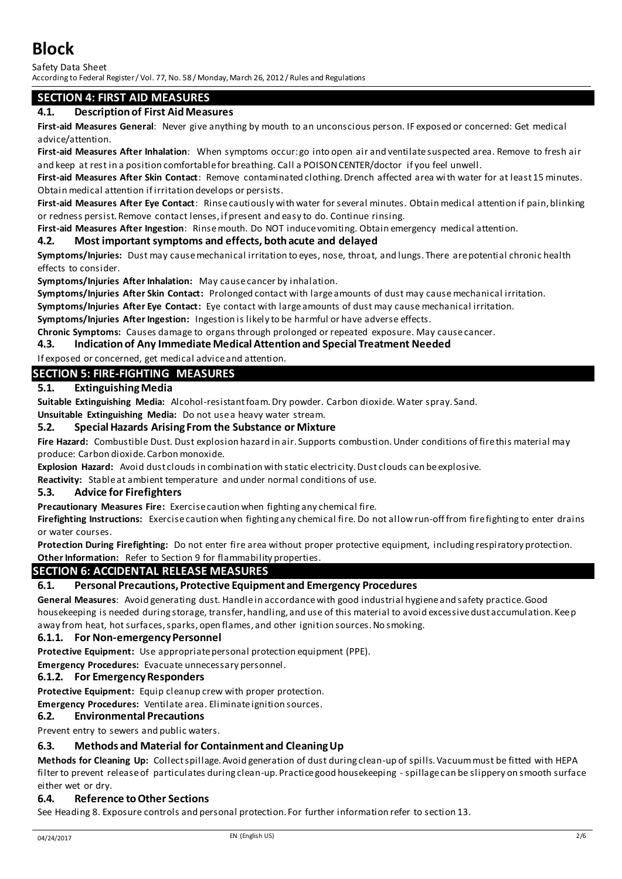## SECTION 4: FIRST AID MEASURES

### 4.1. Description of First Aid Measures

**First-aid Measures General**: Never give anything by mouth to an unconscious person. IF exposed or concerned: Get medical advice/attention.

**First-aid Measures After Inhalation**: When symptoms occur: go into open air and ventilate suspected area. Remove to fresh air and keep at rest in a position comfortable for breathing. Call a POISON CENTER/doctor if you feel unwell.

**First-aid Measures After Skin Contact**: Remove contaminated clothing. Drench affected area with water for at least 15 minutes. Obtain medical attention if irritation develops or persists.

**First-aid Measures After Eye Contact**: Rinse cautiously with water for several minutes. Obtain medical attention if pain, blinking or redness persist. Remove contact lenses, if present and easy to do. Continue rinsing.

**First-aid Measures After Ingestion**: Rinse mouth. Do NOT induce vomiting. Obtain emergency medical attention.

### 4.2. Most important symptoms and effects, both acute and delayed

**Symptoms/Injuries:** Dust may cause mechanical irritation to eyes, nose, throat, and lungs. There are potential chronic health effects to consider.

**Symptoms/Injuries After Inhalation:** May cause cancer by inhalation.

**Symptoms/Injuries After Skin Contact:** Prolonged contact with large amounts of dust may cause mechanical irritation.

**Symptoms/Injuries After Eye Contact:** Eye contact with large amounts of dust may cause mechanical irritation.

**Symptoms/Injuries After Ingestion:** Ingestion is likely to be harmful or have adverse effects.

**Chronic Symptoms:** Causes damage to organs through prolonged or repeated exposure. May cause cancer.

### 4.3. Indication of Any Immediate Medical Attention and Special Treatment Needed

If exposed or concerned, get medical advice and attention.

## SECTION 5: FIRE-FIGHTING MEASURES

### 5.1. Extinguishing Media

**Suitable Extinguishing Media:** Alcohol-resistant foam. Dry powder. Carbon dioxide. Water spray. Sand.

**Unsuitable Extinguishing Media:** Do not use a heavy water stream.

### 5.2. Special Hazards Arising From the Substance or Mixture

**Fire Hazard:** Combustible Dust. Dust explosion hazard in air. Supports combustion. Under conditions of fire this material may produce: Carbon dioxide. Carbon monoxide.

**Explosion Hazard:** Avoid dust clouds in combination with static electricity. Dust clouds can be explosive.

**Reactivity:** Stable at ambient temperature and under normal conditions of use.

### 5.3. Advice for Firefighters

**Precautionary Measures Fire:** Exercise caution when fighting any chemical fire.

**Firefighting Instructions:** Exercise caution when fighting any chemical fire. Do not allow run-off from fire fighting to enter drains or water courses.

**Protection During Firefighting:** Do not enter fire area without proper protective equipment, including respiratory protection.

**Other Information:** Refer to Section 9 for flammability properties.

## SECTION 6: ACCIDENTAL RELEASE MEASURES

### 6.1. Personal Precautions, Protective Equipment and Emergency Procedures

**General Measures**: Avoid generating dust. Handle in accordance with good industrial hygiene and safety practice. Good housekeeping is needed during storage, transfer, handling, and use of this material to avoid excessive dust accumulation. Keep away from heat, hot surfaces, sparks, open flames, and other ignition sources. No smoking.

#### 6.1.1. For Non-emergency Personnel

**Protective Equipment:** Use appropriate personal protection equipment (PPE).

**Emergency Procedures:** Evacuate unnecessary personnel.

#### 6.1.2. For Emergency Responders

**Protective Equipment:** Equip cleanup crew with proper protection.

**Emergency Procedures:** Ventilate area. Eliminate ignition sources.

### 6.2. Environmental Precautions

Prevent entry to sewers and public waters.

### 6.3. Methods and Material for Containment and Cleaning Up

**Methods for Cleaning Up:** Collect spillage. Avoid generation of dust during clean-up of spills. Vacuum must be fitted with HEPA filter to prevent release of particulates during clean-up. Practice good housekeeping - spillage can be slippery on smooth surface either wet or dry.

### 6.4. Reference to Other Sections

See Heading 8. Exposure controls and personal protection. For further information refer to section 13.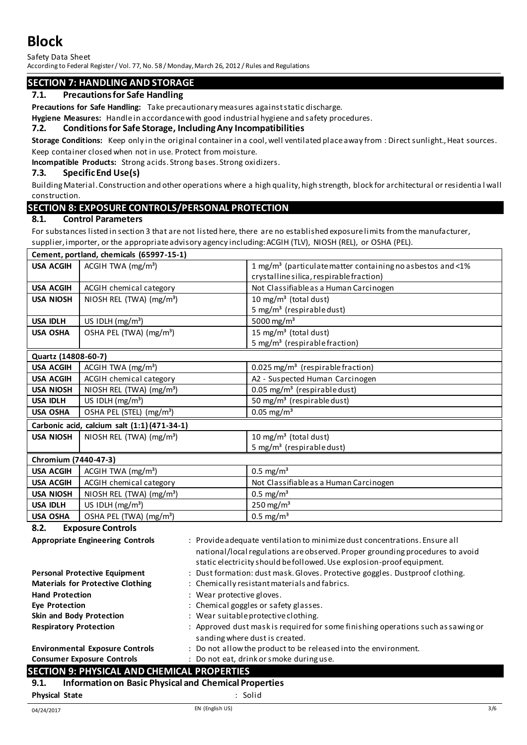# Block

Safety Data Sheet
According to Federal Register / Vol. 77, No. 58 / Monday, March 26, 2012 / Rules and Regulations

## SECTION 7: HANDLING AND STORAGE

### 7.1. Precautions for Safe Handling

**Precautions for Safe Handling:** Take precautionary measures against static discharge.

**Hygiene Measures:** Handle in accordance with good industrial hygiene and safety procedures.

### 7.2. Conditions for Safe Storage, Including Any Incompatibilities

**Storage Conditions:** Keep only in the original container in a cool, well ventilated place away from : Direct sunlight., Heat sources. Keep container closed when not in use. Protect from moisture.

**Incompatible Products:** Strong acids. Strong bases. Strong oxidizers.

### 7.3. Specific End Use(s)

Building Material. Construction and other operations where a high quality, high strength, block for architectural or residential wall construction.

## SECTION 8: EXPOSURE CONTROLS/PERSONAL PROTECTION

### 8.1. Control Parameters

For substances listed in section 3 that are not listed here, there are no established exposure limits from the manufacturer, supplier, importer, or the appropriate advisory agency including: ACGIH (TLV), NIOSH (REL), or OSHA (PEL).

| **Cement, portland, chemicals (65997-15-1)** | | |
|---|---|---|
| **USA ACGIH** | ACGIH TWA ($mg/m^3$) | 1 $mg/m^3$ (particulate matter containing no asbestos and <1% crystalline silica, respirable fraction) |
| **USA ACGIH** | ACGIH chemical category | Not Classifiable as a Human Carcinogen |
| **USA NIOSH** | NIOSH REL (TWA) ($mg/m^3$) | 10 $mg/m^3$ (total dust)<br>5 $mg/m^3$ (respirable dust) |
| **USA IDLH** | US IDLH ($mg/m^3$) | 5000 $mg/m^3$ |
| **USA OSHA** | OSHA PEL (TWA) ($mg/m^3$) | 15 $mg/m^3$ (total dust)<br>5 $mg/m^3$ (respirable fraction) |
| **Quartz (14808-60-7)** | | |
| **USA ACGIH** | ACGIH TWA ($mg/m^3$) | 0.025 $mg/m^3$ (respirable fraction) |
| **USA ACGIH** | ACGIH chemical category | A2 - Suspected Human Carcinogen |
| **USA NIOSH** | NIOSH REL (TWA) ($mg/m^3$) | 0.05 $mg/m^3$ (respirable dust) |
| **USA IDLH** | US IDLH ($mg/m^3$) | 50 $mg/m^3$ (respirable dust) |
| **USA OSHA** | OSHA PEL (STEL) ($mg/m^3$) | 0.05 $mg/m^3$ |
| **Carbonic acid, calcium salt (1:1) (471-34-1)** | | |
| **USA NIOSH** | NIOSH REL (TWA) ($mg/m^3$) | 10 $mg/m^3$ (total dust)<br>5 $mg/m^3$ (respirable dust) |
| **Chromium (7440-47-3)** | | |
| **USA ACGIH** | ACGIH TWA ($mg/m^3$) | 0.5 $mg/m^3$ |
| **USA ACGIH** | ACGIH chemical category | Not Classifiable as a Human Carcinogen |
| **USA NIOSH** | NIOSH REL (TWA) ($mg/m^3$) | 0.5 $mg/m^3$ |
| **USA IDLH** | US IDLH ($mg/m^3$) | 250 $mg/m^3$ |
| **USA OSHA** | OSHA PEL (TWA) ($mg/m^3$) | 0.5 $mg/m^3$ |

### 8.2. Exposure Controls

**Appropriate Engineering Controls** : Provide adequate ventilation to minimize dust concentrations. Ensure all national/local regulations are observed. Proper grounding procedures to avoid static electricity should be followed. Use explosion-proof equipment.

**Personal Protective Equipment** : Dust formation: dust mask. Gloves. Protective goggles. Dustproof clothing.

**Materials for Protective Clothing** : Chemically resistant materials and fabrics.

**Hand Protection** : Wear protective gloves.

**Eye Protection** : Chemical goggles or safety glasses.

**Skin and Body Protection** : Wear suitable protective clothing.

**Respiratory Protection** : Approved dust mask is required for some finishing operations such as sawing or sanding where dust is created.

**Environmental Exposure Controls** : Do not allow the product to be released into the environment.

**Consumer Exposure Controls** : Do not eat, drink or smoke during use.

## SECTION 9: PHYSICAL AND CHEMICAL PROPERTIES

### 9.1. Information on Basic Physical and Chemical Properties

**Physical State** : Solid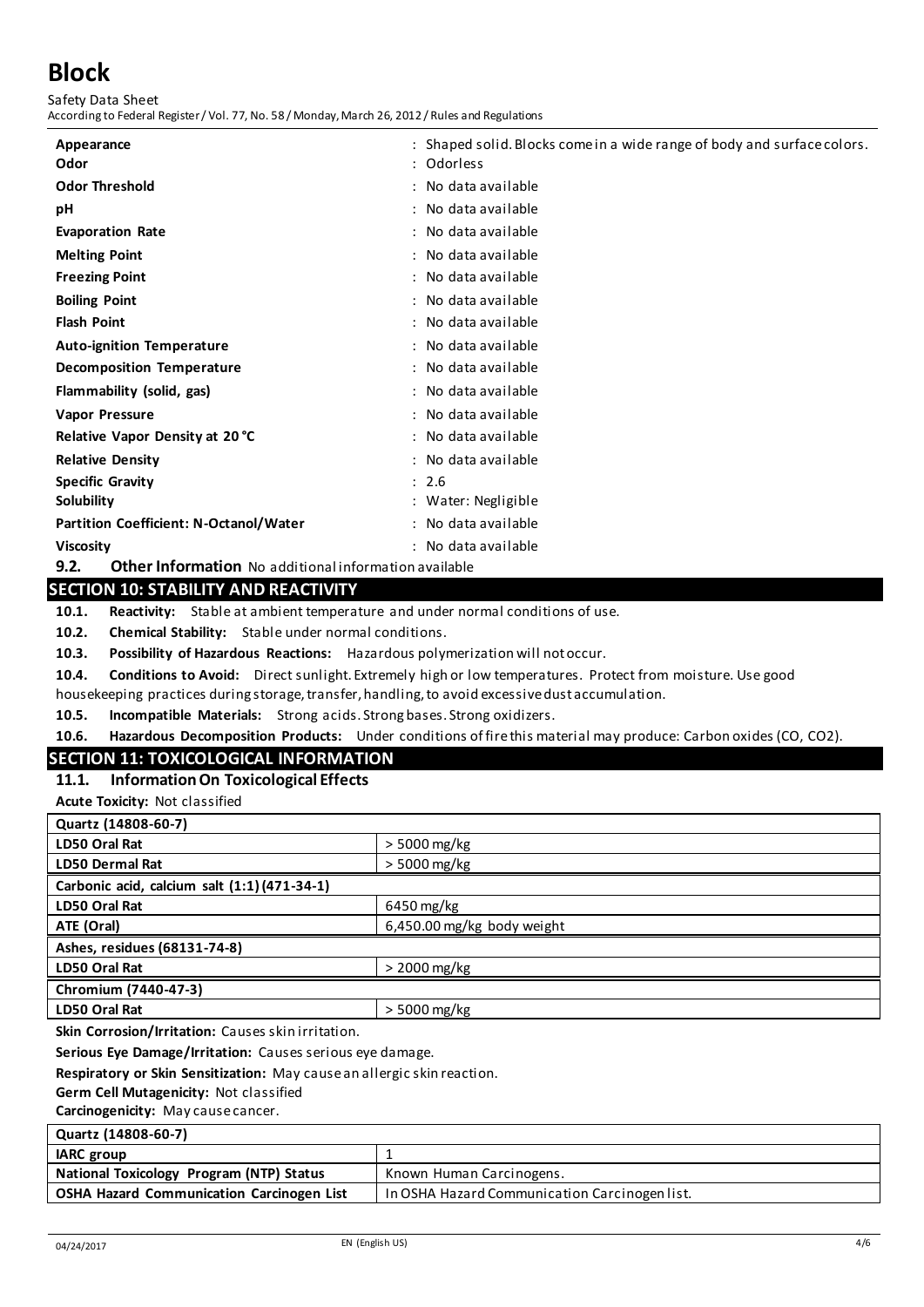| | |
|---|---|
| **Appearance** | : Shaped solid. Blocks come in a wide range of body and surface colors. |
| **Odor** | : Odorless |
| **Odor Threshold** | : No data available |
| **pH** | : No data available |
| **Evaporation Rate** | : No data available |
| **Melting Point** | : No data available |
| **Freezing Point** | : No data available |
| **Boiling Point** | : No data available |
| **Flash Point** | : No data available |
| **Auto-ignition Temperature** | : No data available |
| **Decomposition Temperature** | : No data available |
| **Flammability (solid, gas)** | : No data available |
| **Vapor Pressure** | : No data available |
| **Relative Vapor Density at 20 °C** | : No data available |
| **Relative Density** | : No data available |
| **Specific Gravity** | : 2.6 |
| **Solubility** | : Water: Negligible |
| **Partition Coefficient: N-Octanol/Water** | : No data available |
| **Viscosity** | : No data available |

**9.2. Other Information** No additional information available

## SECTION 10: STABILITY AND REACTIVITY

**10.1. Reactivity:** Stable at ambient temperature and under normal conditions of use.

**10.2. Chemical Stability:** Stable under normal conditions.

**10.3. Possibility of Hazardous Reactions:** Hazardous polymerization will not occur.

**10.4. Conditions to Avoid:** Direct sunlight. Extremely high or low temperatures. Protect from moisture. Use good housekeeping practices during storage, transfer, handling, to avoid excessive dust accumulation.

**10.5. Incompatible Materials:** Strong acids. Strong bases. Strong oxidizers.

**10.6. Hazardous Decomposition Products:** Under conditions of fire this material may produce: Carbon oxides (CO, $CO_2$).

## SECTION 11: TOXICOLOGICAL INFORMATION

### 11.1. Information On Toxicological Effects

**Acute Toxicity:** Not classified

| **Quartz (14808-60-7)** | |
|---|---|
| **LD50 Oral Rat** | > 5000 mg/kg |
| **LD50 Dermal Rat** | > 5000 mg/kg |
| **Carbonic acid, calcium salt (1:1) (471-34-1)** | |
| **LD50 Oral Rat** | 6450 mg/kg |
| **ATE (Oral)** | 6,450.00 mg/kg body weight |
| **Ashes, residues (68131-74-8)** | |
| **LD50 Oral Rat** | > 2000 mg/kg |
| **Chromium (7440-47-3)** | |
| **LD50 Oral Rat** | > 5000 mg/kg |

**Skin Corrosion/Irritation:** Causes skin irritation.

**Serious Eye Damage/Irritation:** Causes serious eye damage.

**Respiratory or Skin Sensitization:** May cause an allergic skin reaction.

**Germ Cell Mutagenicity:** Not classified

**Carcinogenicity:** May cause cancer.

| **Quartz (14808-60-7)** | |
|---|---|
| **IARC group** | 1 |
| **National Toxicology Program (NTP) Status** | Known Human Carcinogens. |
| **OSHA Hazard Communication Carcinogen List** | In OSHA Hazard Communication Carcinogen list. |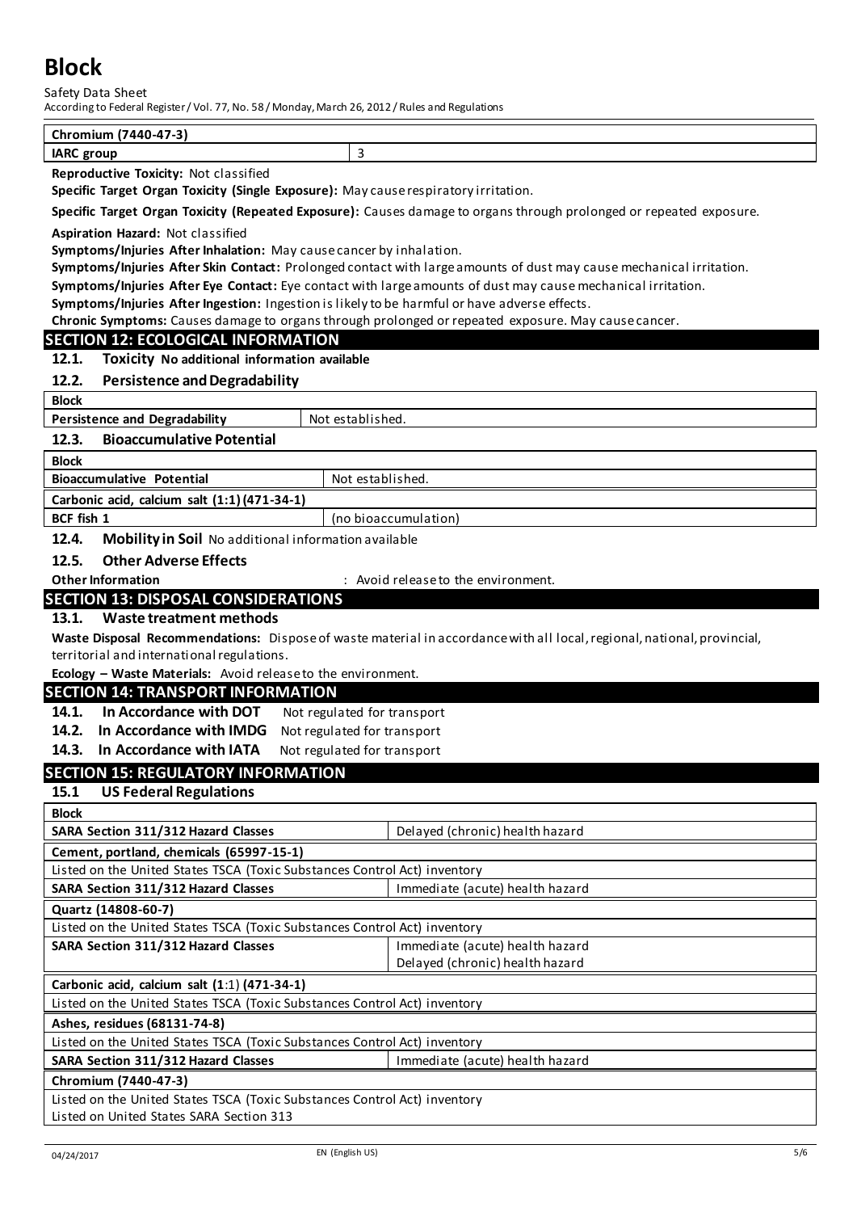| Chromium (7440-47-3) | |
| --- | --- |
| IARC group | 3 |

**Reproductive Toxicity:** Not classified

**Specific Target Organ Toxicity (Single Exposure):** May cause respiratory irritation.

**Specific Target Organ Toxicity (Repeated Exposure):** Causes damage to organs through prolonged or repeated exposure.

**Aspiration Hazard:** Not classified

**Symptoms/Injuries After Inhalation:** May cause cancer by inhalation.

**Symptoms/Injuries After Skin Contact:** Prolonged contact with large amounts of dust may cause mechanical irritation.

**Symptoms/Injuries After Eye Contact:** Eye contact with large amounts of dust may cause mechanical irritation.

**Symptoms/Injuries After Ingestion:** Ingestion is likely to be harmful or have adverse effects.

**Chronic Symptoms:** Causes damage to organs through prolonged or repeated exposure. May cause cancer.

## SECTION 12: ECOLOGICAL INFORMATION

### 12.1. Toxicity No additional information available

### 12.2. Persistence and Degradability

| Block | |
| --- | --- |
| Persistence and Degradability | Not established. |

### 12.3. Bioaccumulative Potential

| Block | |
| --- | --- |
| Bioaccumulative Potential | Not established. |
| **Carbonic acid, calcium salt (1:1) (471-34-1)** | |
| BCF fish 1 | (no bioaccumulation) |

### 12.4. Mobility in Soil No additional information available

### 12.5. Other Adverse Effects

**Other Information** : Avoid release to the environment.

## SECTION 13: DISPOSAL CONSIDERATIONS

### 13.1. Waste treatment methods

**Waste Disposal Recommendations:** Dispose of waste material in accordance with all local, regional, national, provincial, territorial and international regulations.

**Ecology – Waste Materials:** Avoid release to the environment.

## SECTION 14: TRANSPORT INFORMATION

**14.1. In Accordance with DOT** Not regulated for transport

**14.2. In Accordance with IMDG** Not regulated for transport

**14.3. In Accordance with IATA** Not regulated for transport

## SECTION 15: REGULATORY INFORMATION

### 15.1 US Federal Regulations

| Block | |
| --- | --- |
| SARA Section 311/312 Hazard Classes | Delayed (chronic) health hazard |
| **Cement, portland, chemicals (65997-15-1)** | |
| Listed on the United States TSCA (Toxic Substances Control Act) inventory | |
| SARA Section 311/312 Hazard Classes | Immediate (acute) health hazard |
| **Quartz (14808-60-7)** | |
| Listed on the United States TSCA (Toxic Substances Control Act) inventory | |
| SARA Section 311/312 Hazard Classes | Immediate (acute) health hazard<br>Delayed (chronic) health hazard |
| **Carbonic acid, calcium salt (1:1) (471-34-1)** | |
| Listed on the United States TSCA (Toxic Substances Control Act) inventory | |
| **Ashes, residues (68131-74-8)** | |
| Listed on the United States TSCA (Toxic Substances Control Act) inventory | |
| SARA Section 311/312 Hazard Classes | Immediate (acute) health hazard |
| **Chromium (7440-47-3)** | |
| Listed on the United States TSCA (Toxic Substances Control Act) inventory<br>Listed on United States SARA Section 313 | |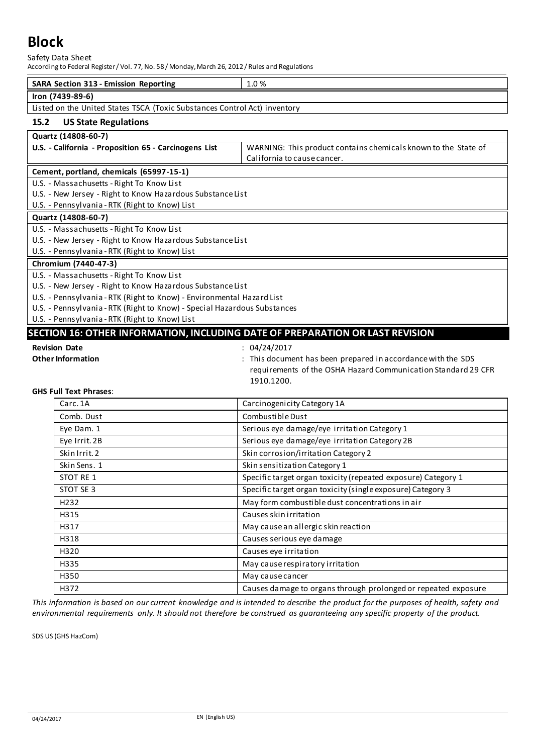| | |
|---|---|
| **SARA Section 313 - Emission Reporting** | 1.0 % |
| **Iron (7439-89-6)** | |
| Listed on the United States TSCA (Toxic Substances Control Act) inventory | |

### 15.2 US State Regulations

| | |
|---|---|
| **Quartz (14808-60-7)** | |
| **U.S. - California - Proposition 65 - Carcinogens List** | WARNING: This product contains chemicals known to the State of California to cause cancer. |

| |
|---|
| **Cement, portland, chemicals (65997-15-1)** |
| U.S. - Massachusetts - Right To Know List |
| U.S. - New Jersey - Right to Know Hazardous Substance List |
| U.S. - Pennsylvania - RTK (Right to Know) List |
| **Quartz (14808-60-7)** |
| U.S. - Massachusetts - Right To Know List |
| U.S. - New Jersey - Right to Know Hazardous Substance List |
| U.S. - Pennsylvania - RTK (Right to Know) List |
| **Chromium (7440-47-3)** |
| U.S. - Massachusetts - Right To Know List |
| U.S. - New Jersey - Right to Know Hazardous Substance List |
| U.S. - Pennsylvania - RTK (Right to Know) - Environmental Hazard List |
| U.S. - Pennsylvania - RTK (Right to Know) - Special Hazardous Substances |
| U.S. - Pennsylvania - RTK (Right to Know) List |

## SECTION 16: OTHER INFORMATION, INCLUDING DATE OF PREPARATION OR LAST REVISION

**Revision Date** : 04/24/2017

**Other Information** : This document has been prepared in accordance with the SDS requirements of the OSHA Hazard Communication Standard 29 CFR 1910.1200.

**GHS Full Text Phrases**:

| | |
|---|---|
| Carc. 1A | Carcinogenicity Category 1A |
| Comb. Dust | Combustible Dust |
| Eye Dam. 1 | Serious eye damage/eye irritation Category 1 |
| Eye Irrit. 2B | Serious eye damage/eye irritation Category 2B |
| Skin Irrit. 2 | Skin corrosion/irritation Category 2 |
| Skin Sens. 1 | Skin sensitization Category 1 |
| STOT RE 1 | Specific target organ toxicity (repeated exposure) Category 1 |
| STOT SE 3 | Specific target organ toxicity (single exposure) Category 3 |
| H232 | May form combustible dust concentrations in air |
| H315 | Causes skin irritation |
| H317 | May cause an allergic skin reaction |
| H318 | Causes serious eye damage |
| H320 | Causes eye irritation |
| H335 | May cause respiratory irritation |
| H350 | May cause cancer |
| H372 | Causes damage to organs through prolonged or repeated exposure |

*This information is based on our current knowledge and is intended to describe the product for the purposes of health, safety and environmental requirements only. It should not therefore be construed as guaranteeing any specific property of the product.*

SDS US (GHS HazCom)